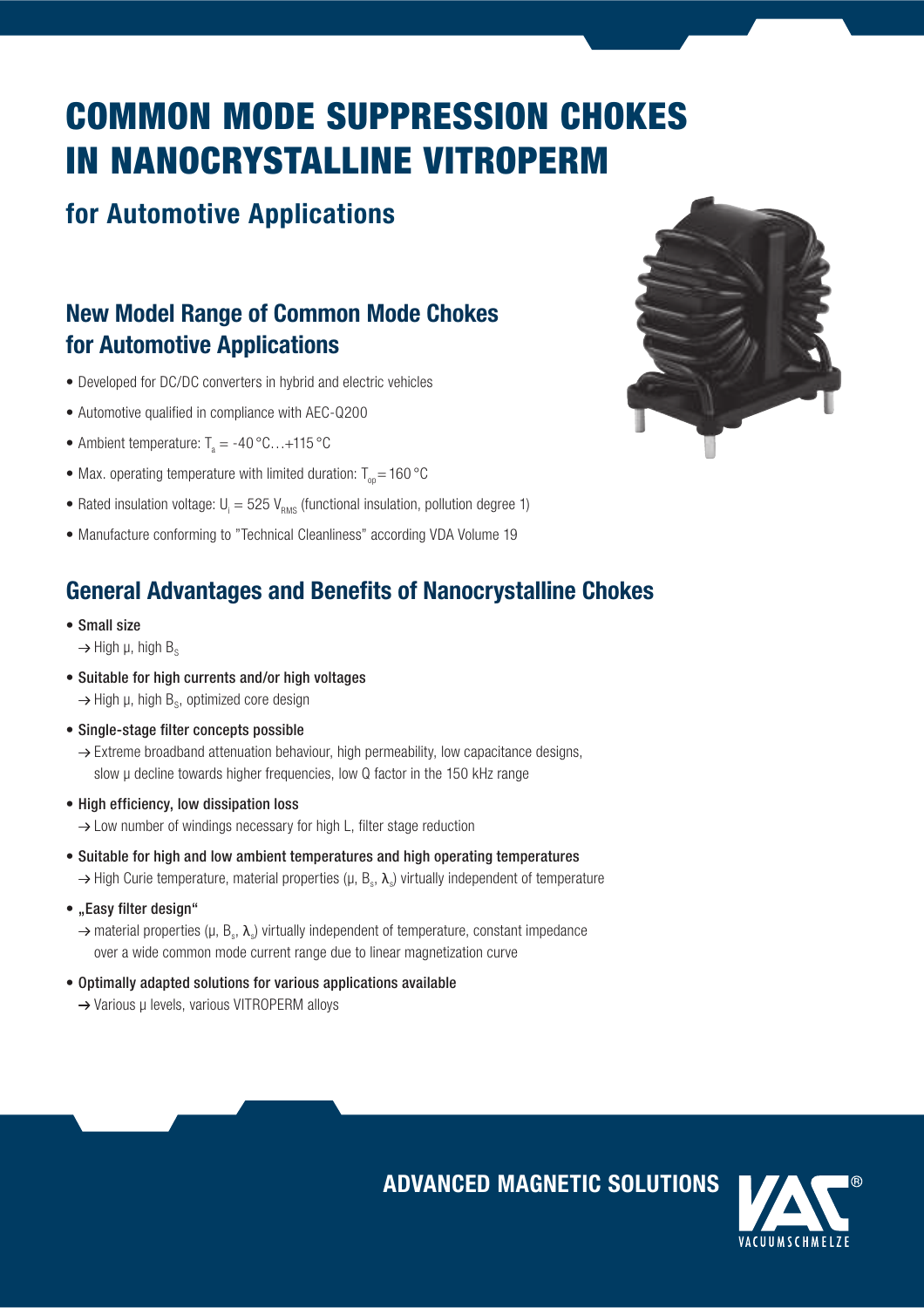# COMMON MODE SUPPRESSION CHOKES IN NANOCRYSTALLINE VITROPERM

## for Automotive Applications

### New Model Range of Common Mode Chokes for Automotive Applications

- Developed for DC/DC converters in hybrid and electric vehicles
- Automotive qualified in compliance with AEC-Q200
- Ambient temperature: $T_a$ = -40 °C…+115 °C
- Max. operating temperature with limited duration: $T_{op}$ = 160 °C
- Rated insulation voltage: $U_i$ = 525 $V_{RMS}$ (functional insulation, pollution degree 1)
- Manufacture conforming to "Technical Cleanliness" according VDA Volume 19

### General Advantages and Benefits of Nanocrystalline Chokes

- Small size
  → High µ, high $B_S$
- Suitable for high currents and/or high voltages
  → High µ, high $B_S$, optimized core design
- Single-stage filter concepts possible
  → Extreme broadband attenuation behaviour, high permeability, low capacitance designs, slow µ decline towards higher frequencies, low Q factor in the 150 kHz range
- High efficiency, low dissipation loss
  → Low number of windings necessary for high L, filter stage reduction
- Suitable for high and low ambient temperatures and high operating temperatures
  → High Curie temperature, material properties (µ, $B_s$, $\lambda_s$) virtually independent of temperature
- „Easy filter design"
  → material properties (µ, $B_s$, $\lambda_s$) virtually independent of temperature, constant impedance over a wide common mode current range due to linear magnetization curve
- Optimally adapted solutions for various applications available
  → Various µ levels, various VITROPERM alloys

ADVANCED MAGNETIC SOLUTIONS

VACUUMSCHMELZE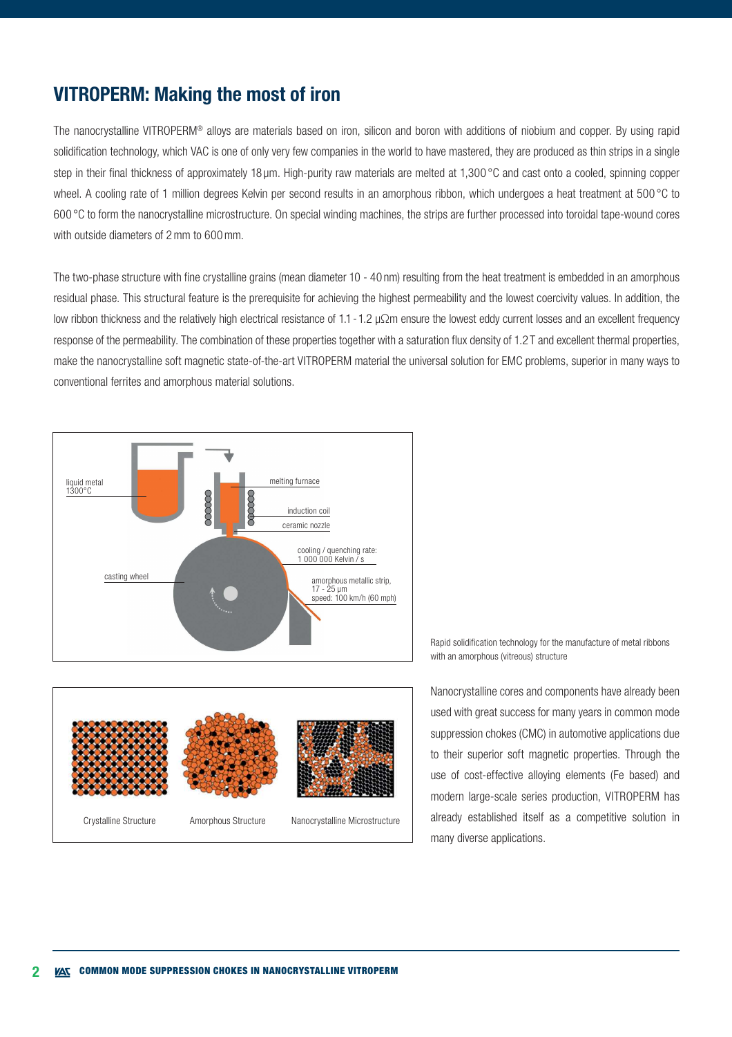## VITROPERM: Making the most of iron

The nanocrystalline VITROPERM® alloys are materials based on iron, silicon and boron with additions of niobium and copper. By using rapid solidification technology, which VAC is one of only very few companies in the world to have mastered, they are produced as thin strips in a single step in their final thickness of approximately 18 µm. High-purity raw materials are melted at 1,300 °C and cast onto a cooled, spinning copper wheel. A cooling rate of 1 million degrees Kelvin per second results in an amorphous ribbon, which undergoes a heat treatment at 500 °C to 600 °C to form the nanocrystalline microstructure. On special winding machines, the strips are further processed into toroidal tape-wound cores with outside diameters of 2 mm to 600 mm.

The two-phase structure with fine crystalline grains (mean diameter 10 - 40 nm) resulting from the heat treatment is embedded in an amorphous residual phase. This structural feature is the prerequisite for achieving the highest permeability and the lowest coercivity values. In addition, the low ribbon thickness and the relatively high electrical resistance of 1.1 - 1.2 µΩm ensure the lowest eddy current losses and an excellent frequency response of the permeability. The combination of these properties together with a saturation flux density of 1.2 T and excellent thermal properties, make the nanocrystalline soft magnetic state-of-the-art VITROPERM material the universal solution for EMC problems, superior in many ways to conventional ferrites and amorphous material solutions.

liquid metal 1300°C

melting furnace

induction coil

ceramic nozzle

cooling / quenching rate: 1 000 000 Kelvin / s

casting wheel

amorphous metallic strip, 17 - 25 µm speed: 100 km/h (60 mph)

Rapid solidification technology for the manufacture of metal ribbons with an amorphous (vitreous) structure

Crystalline Structure | Amorphous Structure | Nanocrystalline Microstructure

Nanocrystalline cores and components have already been used with great success for many years in common mode suppression chokes (CMC) in automotive applications due to their superior soft magnetic properties. Through the use of cost-effective alloying elements (Fe based) and modern large-scale series production, VITROPERM has already established itself as a competitive solution in many diverse applications.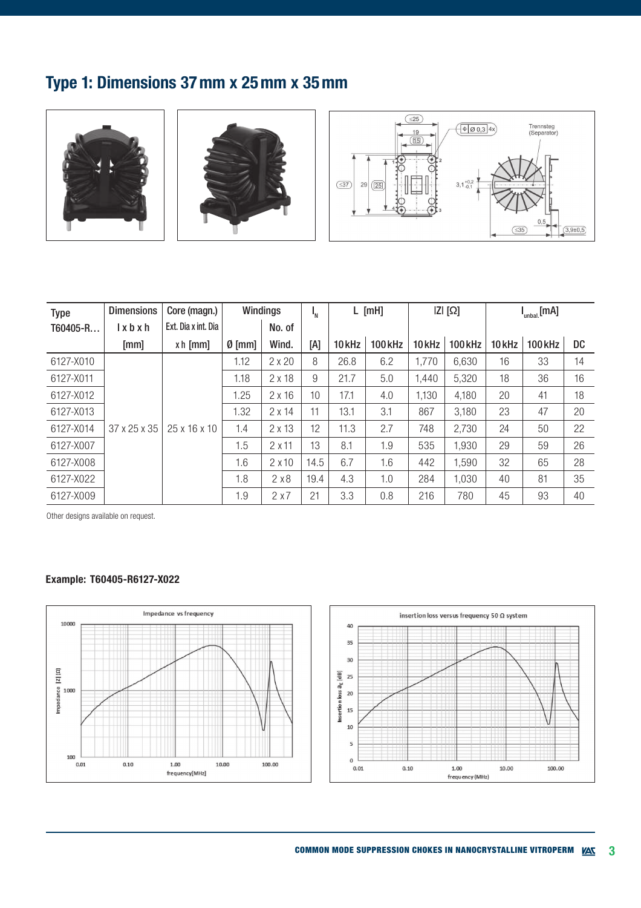## Type 1: Dimensions 37 mm x 25 mm x 35 mm

≤25
19
15
Ø 0,3 4x
Trennsteg (Separator)
≤37
29
25
3,1 +0,2 -0,1
0,5
≤35
3,9±0,5

| Type T60405-R… | Dimensions l x b x h [mm] | Core (magn.) Ext. Dia x int. Dia x h [mm] | Windings | | $I_N$ | L [mH] | | \|Z\| [Ω] | | $I_{unbal.}$ [mA] | | |
|---|---|---|---|---|---|---|---|---|---|---|---|---|
| | | | Ø [mm] | No. of Wind. | [A] | 10 kHz | 100 kHz | 10 kHz | 100 kHz | 10 kHz | 100 kHz | DC |
| 6127-X010 | 37 x 25 x 35 | 25 x 16 x 10 | 1.12 | 2 x 20 | 8 | 26.8 | 6.2 | 1,770 | 6,630 | 16 | 33 | 14 |
| 6127-X011 | | | 1.18 | 2 x 18 | 9 | 21.7 | 5.0 | 1,440 | 5,320 | 18 | 36 | 16 |
| 6127-X012 | | | 1.25 | 2 x 16 | 10 | 17.1 | 4.0 | 1,130 | 4,180 | 20 | 41 | 18 |
| 6127-X013 | | | 1.32 | 2 x 14 | 11 | 13.1 | 3.1 | 867 | 3,180 | 23 | 47 | 20 |
| 6127-X014 | | | 1.4 | 2 x 13 | 12 | 11.3 | 2.7 | 748 | 2,730 | 24 | 50 | 22 |
| 6127-X007 | | | 1.5 | 2 x 11 | 13 | 8.1 | 1.9 | 535 | 1,930 | 29 | 59 | 26 |
| 6127-X008 | | | 1.6 | 2 x 10 | 14.5 | 6.7 | 1.6 | 442 | 1,590 | 32 | 65 | 28 |
| 6127-X022 | | | 1.8 | 2 x 8 | 19.4 | 4.3 | 1.0 | 284 | 1,030 | 40 | 81 | 35 |
| 6127-X009 | | | 1.9 | 2 x 7 | 21 | 3.3 | 0.8 | 216 | 780 | 45 | 93 | 40 |

Other designs available on request.

**Example: T60405-R6127-X022**

Impedance vs frequency
Impedance |Z| (Ω)
10000
1000
100
0.01
0.10
1.00
10.00
100.00
frequency[MHz]

insertion loss versus frequency 50 Ω system
Insertion loss $a_E$ [dB]
40
35
30
25
20
15
10
5
0
0.01
0.10
1.00
10.00
100.00
frequency (MHz)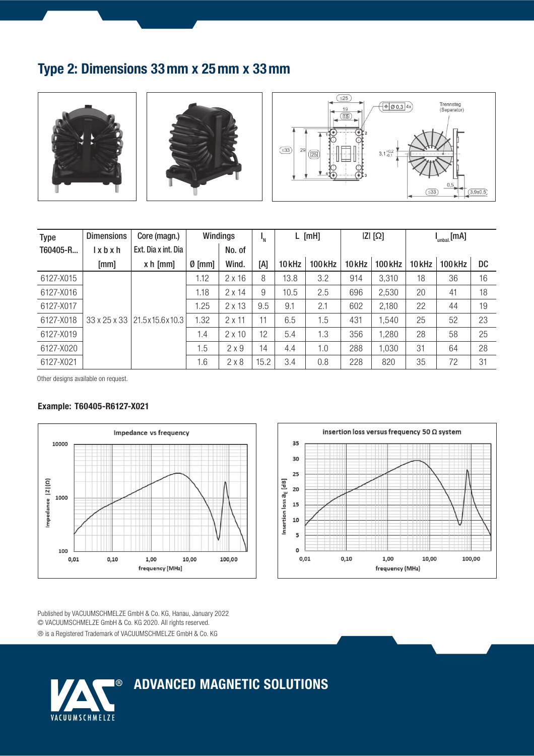## Type 2: Dimensions 33 mm x 25 mm x 33 mm

≤25
19
15
≤33
29
25
Ø 0,3 4x
3,1 +0,2 -0,1
Trennsteg (Separator)
0,5
≤33
3,9±0,5

| Type T60405-R... | Dimensions l x b x h [mm] | Core (magn.) Ext. Dia x int. Dia x h [mm] | Windings Ø [mm] | No. of Wind. | $I_N$ [A] | L [mH] 10 kHz | 100 kHz | \|Z\| [Ω] 10 kHz | 100 kHz | $I_{unbal.}$ [mA] 10 kHz | 100 kHz | DC |
|---|---|---|---|---|---|---|---|---|---|---|---|---|
| 6127-X015 | 33 x 25 x 33 | 21.5x15.6x10.3 | 1.12 | 2 x 16 | 8 | 13.8 | 3.2 | 914 | 3,310 | 18 | 36 | 16 |
| 6127-X016 | | | 1.18 | 2 x 14 | 9 | 10.5 | 2.5 | 696 | 2,530 | 20 | 41 | 18 |
| 6127-X017 | | | 1.25 | 2 x 13 | 9.5 | 9.1 | 2.1 | 602 | 2,180 | 22 | 44 | 19 |
| 6127-X018 | | | 1.32 | 2 x 11 | 11 | 6.5 | 1.5 | 431 | 1,540 | 25 | 52 | 23 |
| 6127-X019 | | | 1.4 | 2 x 10 | 12 | 5.4 | 1.3 | 356 | 1,280 | 28 | 58 | 25 |
| 6127-X020 | | | 1.5 | 2 x 9 | 14 | 4.4 | 1.0 | 288 | 1,030 | 31 | 64 | 28 |
| 6127-X021 | | | 1.6 | 2 x 8 | 15.2 | 3.4 | 0.8 | 228 | 820 | 35 | 72 | 31 |

Other designs available on request.

**Example: T60405-R6127-X021**

Impedance vs frequency

Impedance |Z| [Ω]
10000
1000
100
0,01
0,10
1,00
10,00
100,00
frequency [MHz]

insertion loss versus frequency 50 Ω system

Insertion loss $a_E$ [dB]
35
30
25
20
15
10
5
0
0,01
0,10
1,00
10,00
100,00
frequency (MHz)

Published by VACUUMSCHMELZE GmbH & Co. KG, Hanau, January 2022
© VACUUMSCHMELZE GmbH & Co. KG 2020. All rights reserved.
® is a Registered Trademark of VACUUMSCHMELZE GmbH & Co. KG

VAC® VACUUMSCHMELZE

**ADVANCED MAGNETIC SOLUTIONS**